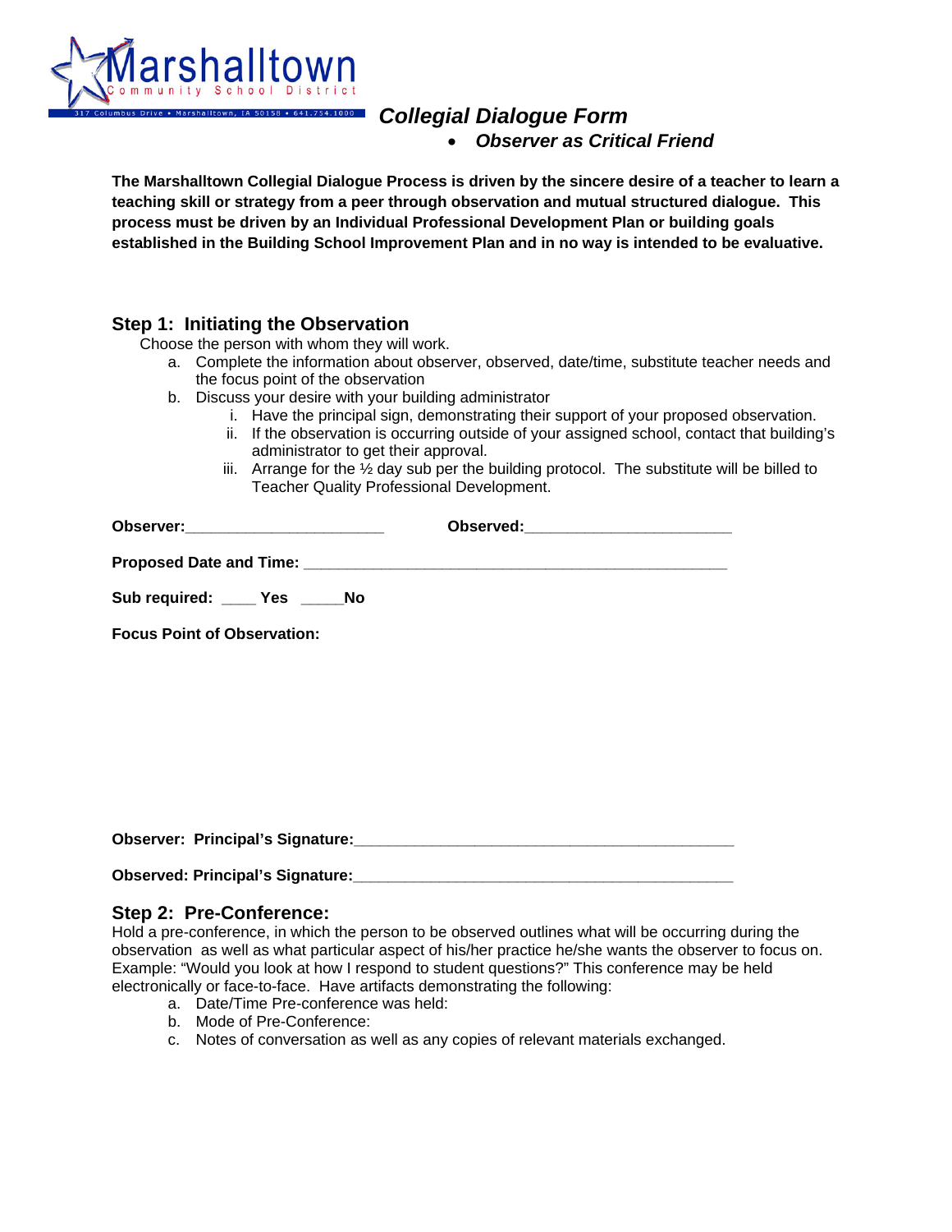Marshalltown Community School District

317 Columbus Drive • Marshalltown, IA 50158 • 641.754.1000

# *Collegial Dialogue Form*

- ***Observer as Critical Friend***

**The Marshalltown Collegial Dialogue Process is driven by the sincere desire of a teacher to learn a teaching skill or strategy from a peer through observation and mutual structured dialogue. This process must be driven by an Individual Professional Development Plan or building goals established in the Building School Improvement Plan and in no way is intended to be evaluative.**

## Step 1: Initiating the Observation

Choose the person with whom they will work.

a. Complete the information about observer, observed, date/time, substitute teacher needs and the focus point of the observation
b. Discuss your desire with your building administrator
    i. Have the principal sign, demonstrating their support of your proposed observation.
    ii. If the observation is occurring outside of your assigned school, contact that building's administrator to get their approval.
    iii. Arrange for the ½ day sub per the building protocol. The substitute will be billed to Teacher Quality Professional Development.

**Observer:**_______________________ **Observed:**_______________________

**Proposed Date and Time:** _______________________________________________

**Sub required:** ____ **Yes** _____**No**

**Focus Point of Observation:**

**Observer: Principal's Signature:**____________________________________________

**Observed: Principal's Signature:**____________________________________________

## Step 2: Pre-Conference:

Hold a pre-conference, in which the person to be observed outlines what will be occurring during the observation as well as what particular aspect of his/her practice he/she wants the observer to focus on. Example: "Would you look at how I respond to student questions?" This conference may be held electronically or face-to-face. Have artifacts demonstrating the following:

a. Date/Time Pre-conference was held:
b. Mode of Pre-Conference:
c. Notes of conversation as well as any copies of relevant materials exchanged.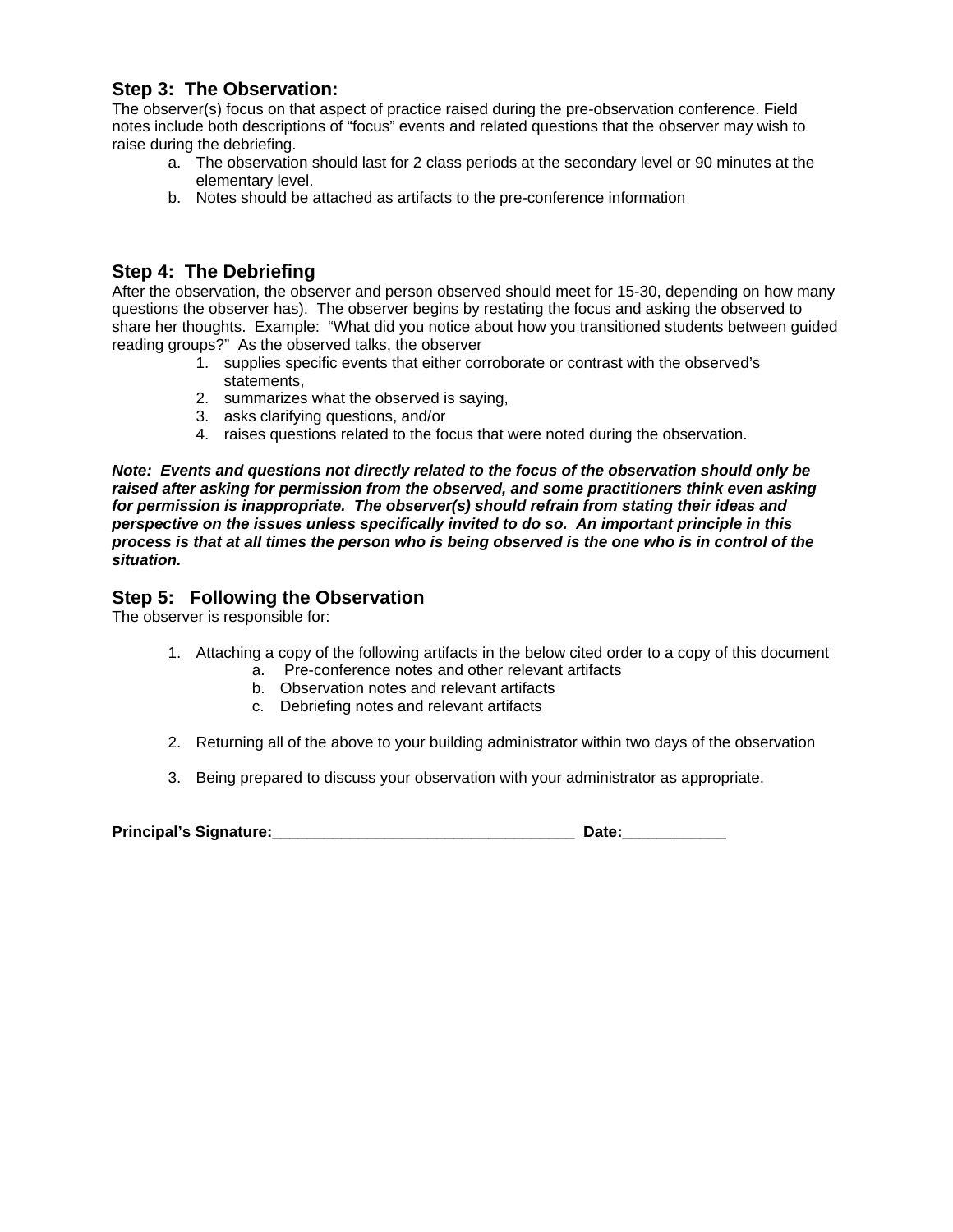## Step 3: The Observation:

The observer(s) focus on that aspect of practice raised during the pre-observation conference. Field notes include both descriptions of "focus" events and related questions that the observer may wish to raise during the debriefing.

a. The observation should last for 2 class periods at the secondary level or 90 minutes at the elementary level.
b. Notes should be attached as artifacts to the pre-conference information

## Step 4: The Debriefing

After the observation, the observer and person observed should meet for 15-30, depending on how many questions the observer has). The observer begins by restating the focus and asking the observed to share her thoughts. Example: "What did you notice about how you transitioned students between guided reading groups?" As the observed talks, the observer

1. supplies specific events that either corroborate or contrast with the observed's statements,
2. summarizes what the observed is saying,
3. asks clarifying questions, and/or
4. raises questions related to the focus that were noted during the observation.

***Note: Events and questions not directly related to the focus of the observation should only be raised after asking for permission from the observed, and some practitioners think even asking for permission is inappropriate. The observer(s) should refrain from stating their ideas and perspective on the issues unless specifically invited to do so. An important principle in this process is that at all times the person who is being observed is the one who is in control of the situation.***

## Step 5: Following the Observation

The observer is responsible for:

1. Attaching a copy of the following artifacts in the below cited order to a copy of this document
   a. Pre-conference notes and other relevant artifacts
   b. Observation notes and relevant artifacts
   c. Debriefing notes and relevant artifacts

2. Returning all of the above to your building administrator within two days of the observation

3. Being prepared to discuss your observation with your administrator as appropriate.

**Principal's Signature:____________________________________ Date:____________**